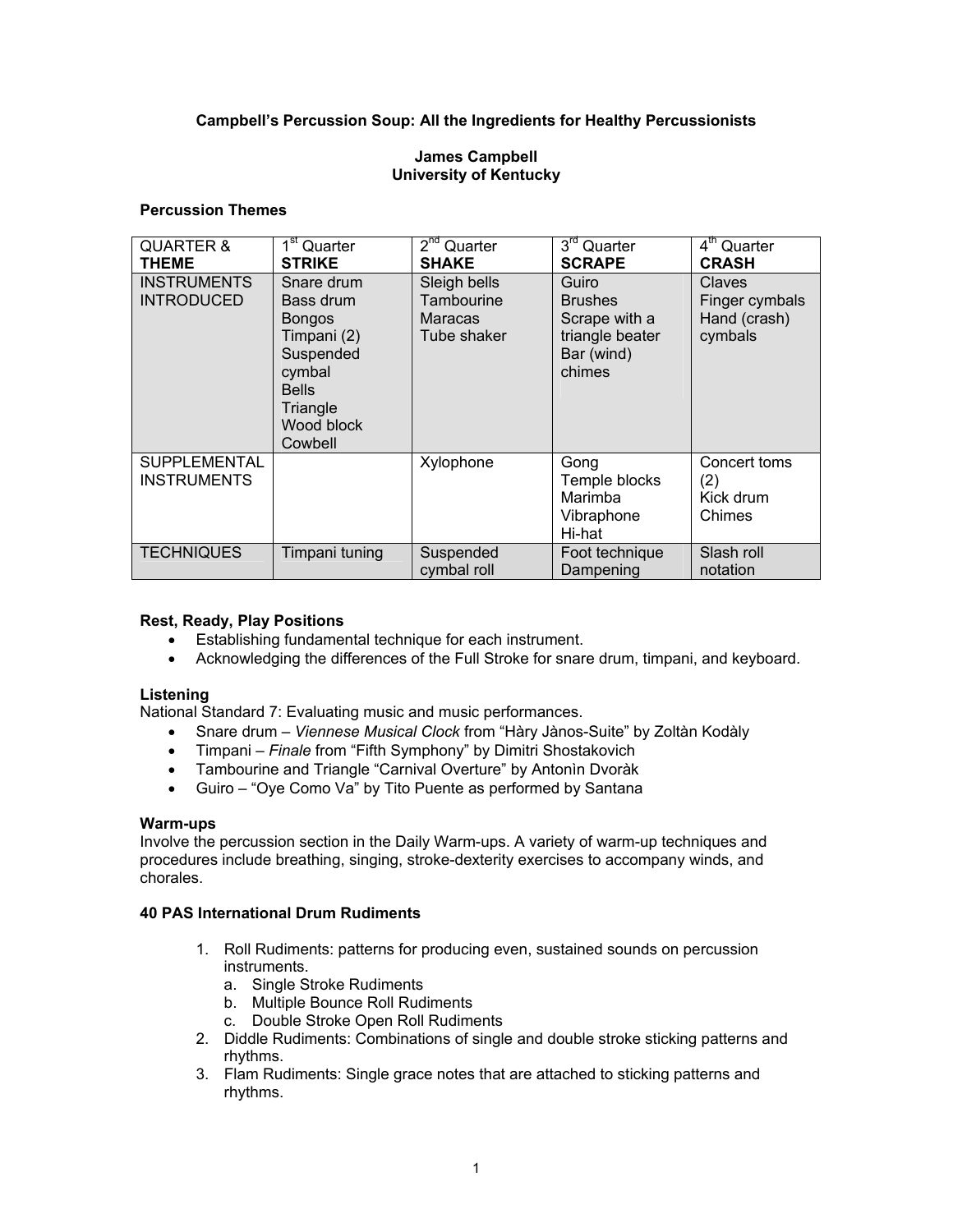**Campbell's Percussion Soup: All the Ingredients for Healthy Percussionists**

**James Campbell**
**University of Kentucky**

**Percussion Themes**

| QUARTER & **THEME** | 1st Quarter **STRIKE** | 2nd Quarter **SHAKE** | 3rd Quarter **SCRAPE** | 4th Quarter **CRASH** |
|---|---|---|---|---|
| INSTRUMENTS INTRODUCED | Snare drum<br>Bass drum<br>Bongos<br>Timpani (2)<br>Suspended cymbal<br>Bells<br>Triangle<br>Wood block<br>Cowbell | Sleigh bells<br>Tambourine<br>Maracas<br>Tube shaker | Guiro<br>Brushes<br>Scrape with a triangle beater<br>Bar (wind) chimes | Claves<br>Finger cymbals<br>Hand (crash) cymbals |
| SUPPLEMENTAL INSTRUMENTS | | Xylophone | Gong<br>Temple blocks<br>Marimba<br>Vibraphone<br>Hi-hat | Concert toms (2)<br>Kick drum<br>Chimes |
| TECHNIQUES | Timpani tuning | Suspended cymbal roll | Foot technique<br>Dampening | Slash roll notation |

**Rest, Ready, Play Positions**

- Establishing fundamental technique for each instrument.
- Acknowledging the differences of the Full Stroke for snare drum, timpani, and keyboard.

**Listening**

National Standard 7: Evaluating music and music performances.

- Snare drum – *Viennese Musical Clock* from "Hàry Jànos-Suite" by Zoltàn Kodàly
- Timpani – *Finale* from "Fifth Symphony" by Dimitri Shostakovich
- Tambourine and Triangle "Carnival Overture" by Antonìn Dvoràk
- Guiro – "Oye Como Va" by Tito Puente as performed by Santana

**Warm-ups**

Involve the percussion section in the Daily Warm-ups. A variety of warm-up techniques and procedures include breathing, singing, stroke-dexterity exercises to accompany winds, and chorales.

**40 PAS International Drum Rudiments**

1. Roll Rudiments: patterns for producing even, sustained sounds on percussion instruments.
   a. Single Stroke Rudiments
   b. Multiple Bounce Roll Rudiments
   c. Double Stroke Open Roll Rudiments
2. Diddle Rudiments: Combinations of single and double stroke sticking patterns and rhythms.
3. Flam Rudiments: Single grace notes that are attached to sticking patterns and rhythms.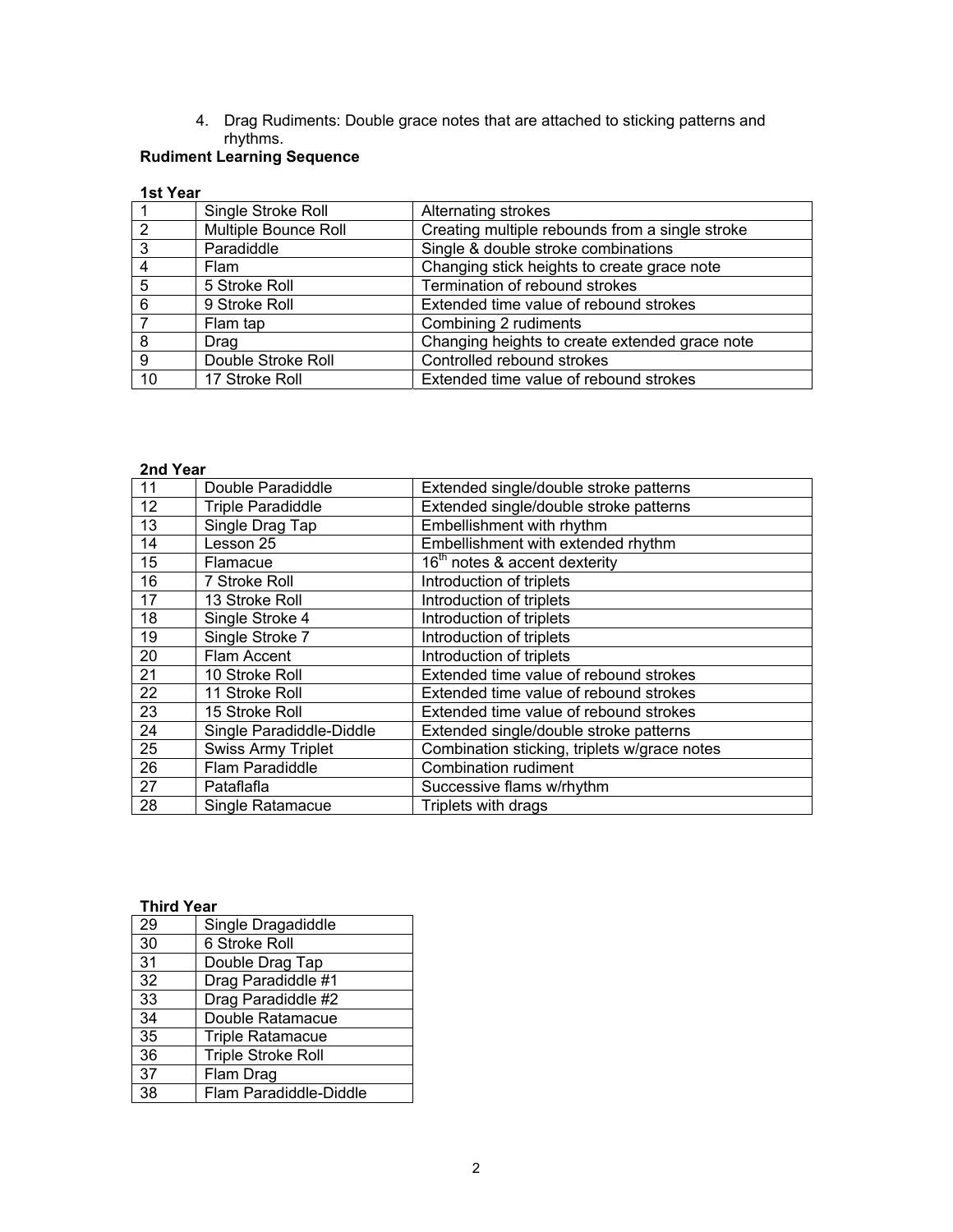4. Drag Rudiments: Double grace notes that are attached to sticking patterns and rhythms.

**Rudiment Learning Sequence**

**1st Year**

| | | |
|---|---|---|
| 1 | Single Stroke Roll | Alternating strokes |
| 2 | Multiple Bounce Roll | Creating multiple rebounds from a single stroke |
| 3 | Paradiddle | Single & double stroke combinations |
| 4 | Flam | Changing stick heights to create grace note |
| 5 | 5 Stroke Roll | Termination of rebound strokes |
| 6 | 9 Stroke Roll | Extended time value of rebound strokes |
| 7 | Flam tap | Combining 2 rudiments |
| 8 | Drag | Changing heights to create extended grace note |
| 9 | Double Stroke Roll | Controlled rebound strokes |
| 10 | 17 Stroke Roll | Extended time value of rebound strokes |

**2nd Year**

| | | |
|---|---|---|
| 11 | Double Paradiddle | Extended single/double stroke patterns |
| 12 | Triple Paradiddle | Extended single/double stroke patterns |
| 13 | Single Drag Tap | Embellishment with rhythm |
| 14 | Lesson 25 | Embellishment with extended rhythm |
| 15 | Flamacue | $16^{th}$ notes & accent dexterity |
| 16 | 7 Stroke Roll | Introduction of triplets |
| 17 | 13 Stroke Roll | Introduction of triplets |
| 18 | Single Stroke 4 | Introduction of triplets |
| 19 | Single Stroke 7 | Introduction of triplets |
| 20 | Flam Accent | Introduction of triplets |
| 21 | 10 Stroke Roll | Extended time value of rebound strokes |
| 22 | 11 Stroke Roll | Extended time value of rebound strokes |
| 23 | 15 Stroke Roll | Extended time value of rebound strokes |
| 24 | Single Paradiddle-Diddle | Extended single/double stroke patterns |
| 25 | Swiss Army Triplet | Combination sticking, triplets w/grace notes |
| 26 | Flam Paradiddle | Combination rudiment |
| 27 | Pataflafla | Successive flams w/rhythm |
| 28 | Single Ratamacue | Triplets with drags |

**Third Year**

| | |
|---|---|
| 29 | Single Dragadiddle |
| 30 | 6 Stroke Roll |
| 31 | Double Drag Tap |
| 32 | Drag Paradiddle #1 |
| 33 | Drag Paradiddle #2 |
| 34 | Double Ratamacue |
| 35 | Triple Ratamacue |
| 36 | Triple Stroke Roll |
| 37 | Flam Drag |
| 38 | Flam Paradiddle-Diddle |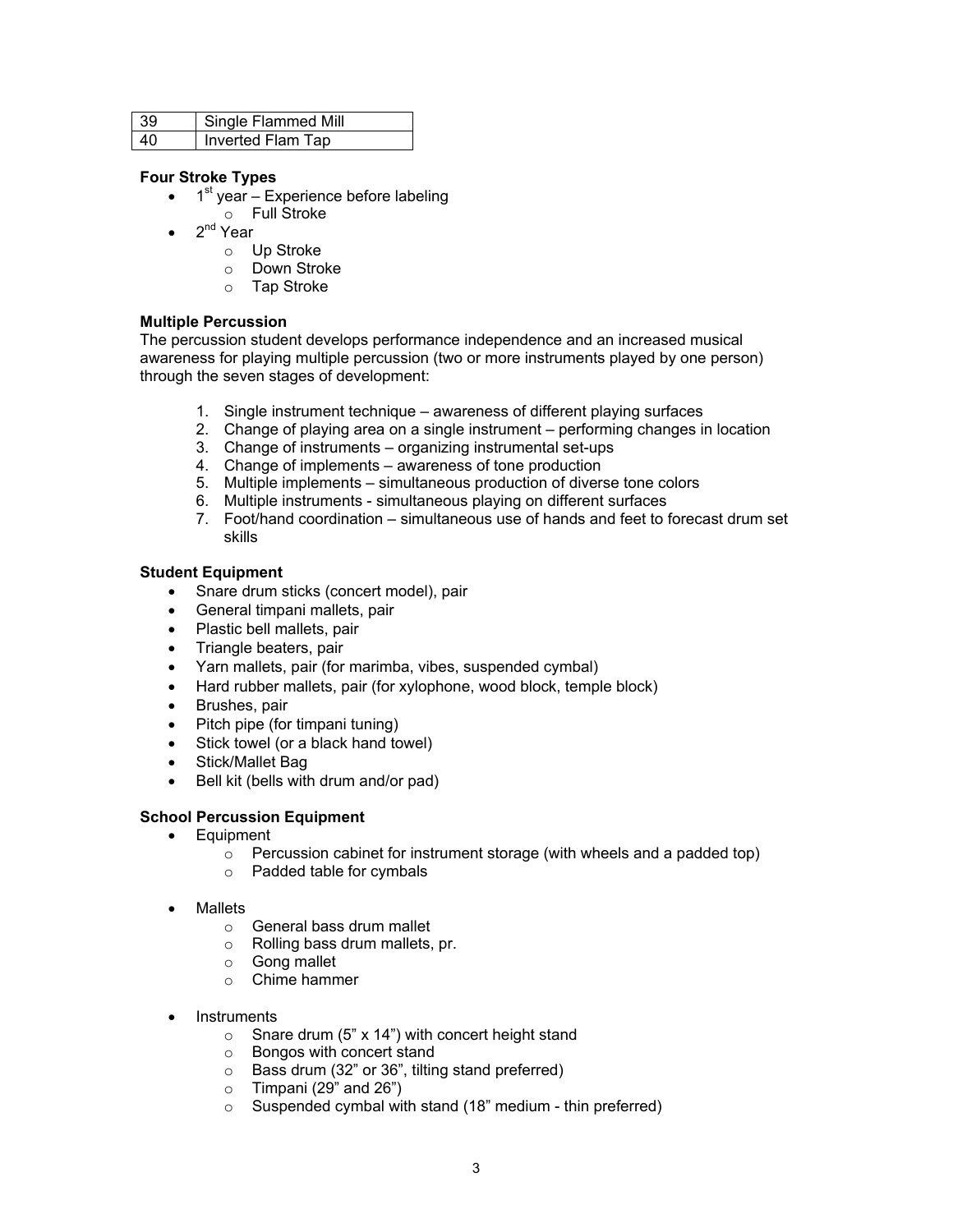| 39 | Single Flammed Mill |
|---|---|
| 40 | Inverted Flam Tap |

**Four Stroke Types**

- 1st year – Experience before labeling
  - Full Stroke
- 2nd Year
  - Up Stroke
  - Down Stroke
  - Tap Stroke

**Multiple Percussion**

The percussion student develops performance independence and an increased musical awareness for playing multiple percussion (two or more instruments played by one person) through the seven stages of development:

1. Single instrument technique – awareness of different playing surfaces
2. Change of playing area on a single instrument – performing changes in location
3. Change of instruments – organizing instrumental set-ups
4. Change of implements – awareness of tone production
5. Multiple implements – simultaneous production of diverse tone colors
6. Multiple instruments - simultaneous playing on different surfaces
7. Foot/hand coordination – simultaneous use of hands and feet to forecast drum set skills

**Student Equipment**

- Snare drum sticks (concert model), pair
- General timpani mallets, pair
- Plastic bell mallets, pair
- Triangle beaters, pair
- Yarn mallets, pair (for marimba, vibes, suspended cymbal)
- Hard rubber mallets, pair (for xylophone, wood block, temple block)
- Brushes, pair
- Pitch pipe (for timpani tuning)
- Stick towel (or a black hand towel)
- Stick/Mallet Bag
- Bell kit (bells with drum and/or pad)

**School Percussion Equipment**

- Equipment
  - Percussion cabinet for instrument storage (with wheels and a padded top)
  - Padded table for cymbals

- Mallets
  - General bass drum mallet
  - Rolling bass drum mallets, pr.
  - Gong mallet
  - Chime hammer

- Instruments
  - Snare drum (5" x 14") with concert height stand
  - Bongos with concert stand
  - Bass drum (32" or 36", tilting stand preferred)
  - Timpani (29" and 26")
  - Suspended cymbal with stand (18" medium - thin preferred)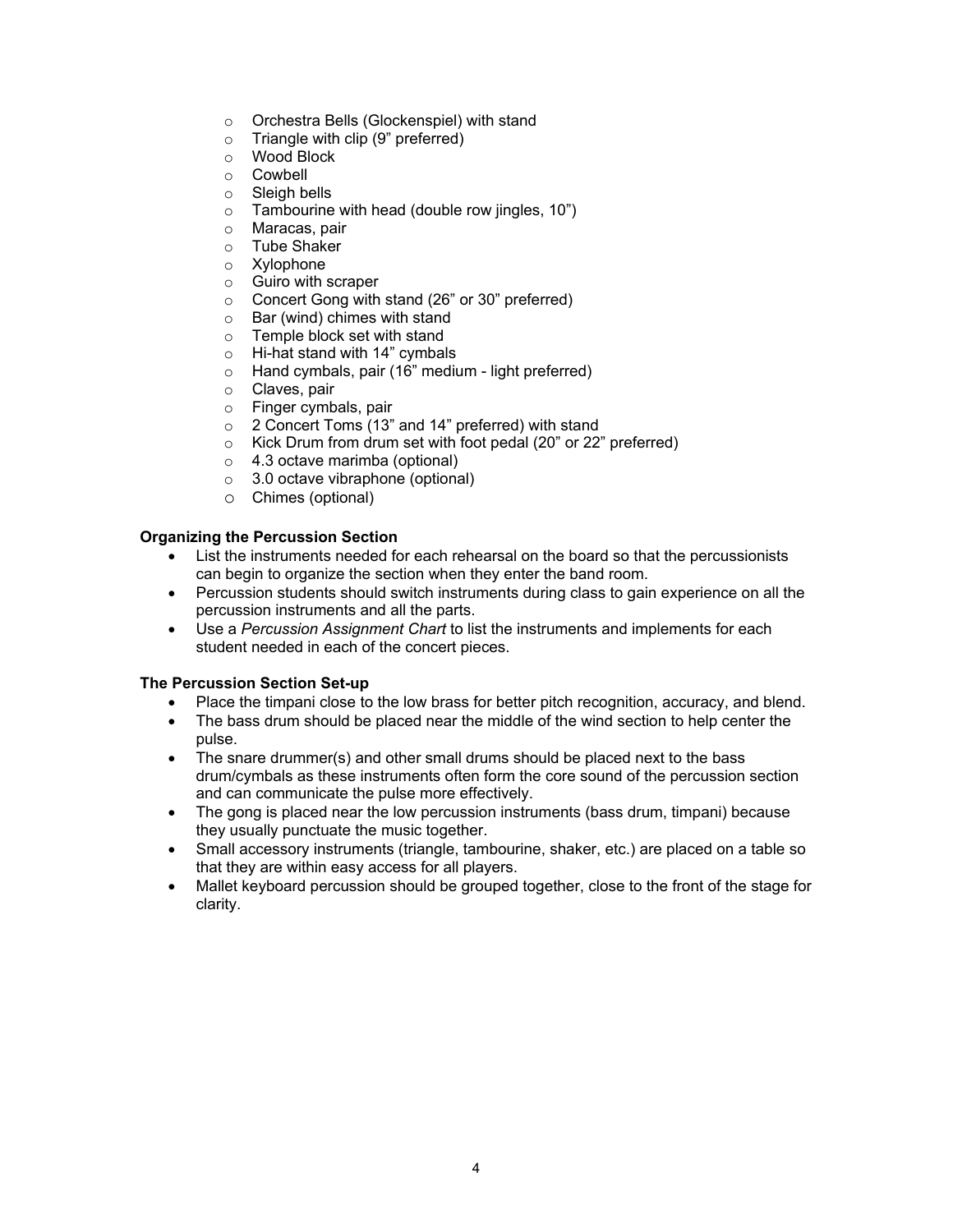- Orchestra Bells (Glockenspiel) with stand
- Triangle with clip (9" preferred)
- Wood Block
- Cowbell
- Sleigh bells
- Tambourine with head (double row jingles, 10")
- Maracas, pair
- Tube Shaker
- Xylophone
- Guiro with scraper
- Concert Gong with stand (26" or 30" preferred)
- Bar (wind) chimes with stand
- Temple block set with stand
- Hi-hat stand with 14" cymbals
- Hand cymbals, pair (16" medium - light preferred)
- Claves, pair
- Finger cymbals, pair
- 2 Concert Toms (13" and 14" preferred) with stand
- Kick Drum from drum set with foot pedal (20" or 22" preferred)
- 4.3 octave marimba (optional)
- 3.0 octave vibraphone (optional)
- Chimes (optional)

**Organizing the Percussion Section**

- List the instruments needed for each rehearsal on the board so that the percussionists can begin to organize the section when they enter the band room.
- Percussion students should switch instruments during class to gain experience on all the percussion instruments and all the parts.
- Use a *Percussion Assignment Chart* to list the instruments and implements for each student needed in each of the concert pieces.

**The Percussion Section Set-up**

- Place the timpani close to the low brass for better pitch recognition, accuracy, and blend.
- The bass drum should be placed near the middle of the wind section to help center the pulse.
- The snare drummer(s) and other small drums should be placed next to the bass drum/cymbals as these instruments often form the core sound of the percussion section and can communicate the pulse more effectively.
- The gong is placed near the low percussion instruments (bass drum, timpani) because they usually punctuate the music together.
- Small accessory instruments (triangle, tambourine, shaker, etc.) are placed on a table so that they are within easy access for all players.
- Mallet keyboard percussion should be grouped together, close to the front of the stage for clarity.